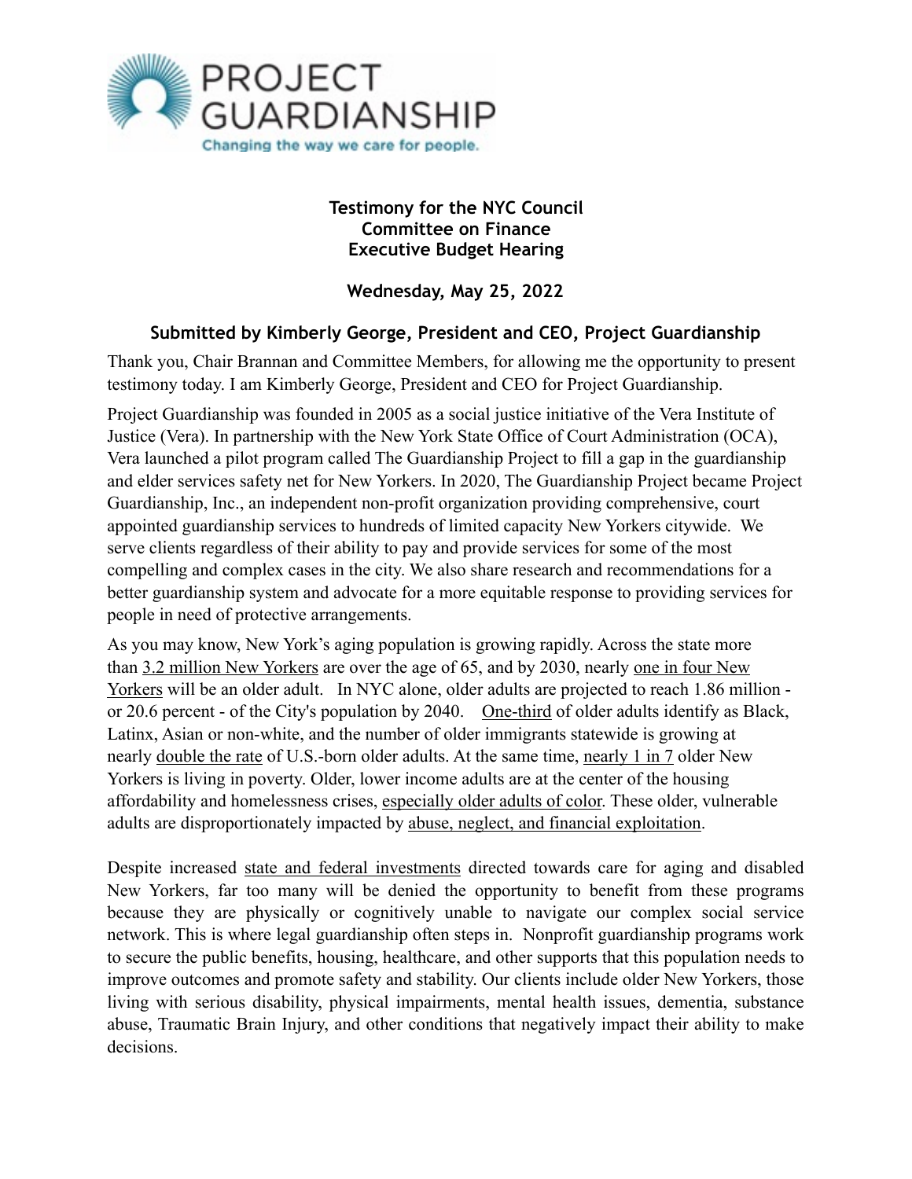PROJECT GUARDIANSHIP

Changing the way we care for people.

**Testimony for the NYC Council**
**Committee on Finance**
**Executive Budget Hearing**

**Wednesday, May 25, 2022**

**Submitted by Kimberly George, President and CEO, Project Guardianship**

Thank you, Chair Brannan and Committee Members, for allowing me the opportunity to present testimony today. I am Kimberly George, President and CEO for Project Guardianship.

Project Guardianship was founded in 2005 as a social justice initiative of the Vera Institute of Justice (Vera). In partnership with the New York State Office of Court Administration (OCA), Vera launched a pilot program called The Guardianship Project to fill a gap in the guardianship and elder services safety net for New Yorkers. In 2020, The Guardianship Project became Project Guardianship, Inc., an independent non-profit organization providing comprehensive, court appointed guardianship services to hundreds of limited capacity New Yorkers citywide. We serve clients regardless of their ability to pay and provide services for some of the most compelling and complex cases in the city. We also share research and recommendations for a better guardianship system and advocate for a more equitable response to providing services for people in need of protective arrangements.

As you may know, New York's aging population is growing rapidly. Across the state more than 3.2 million New Yorkers are over the age of 65, and by 2030, nearly one in four New Yorkers will be an older adult. In NYC alone, older adults are projected to reach 1.86 million - or 20.6 percent - of the City's population by 2040. One-third of older adults identify as Black, Latinx, Asian or non-white, and the number of older immigrants statewide is growing at nearly double the rate of U.S.-born older adults. At the same time, nearly 1 in 7 older New Yorkers is living in poverty. Older, lower income adults are at the center of the housing affordability and homelessness crises, especially older adults of color. These older, vulnerable adults are disproportionately impacted by abuse, neglect, and financial exploitation.

Despite increased state and federal investments directed towards care for aging and disabled New Yorkers, far too many will be denied the opportunity to benefit from these programs because they are physically or cognitively unable to navigate our complex social service network. This is where legal guardianship often steps in. Nonprofit guardianship programs work to secure the public benefits, housing, healthcare, and other supports that this population needs to improve outcomes and promote safety and stability. Our clients include older New Yorkers, those living with serious disability, physical impairments, mental health issues, dementia, substance abuse, Traumatic Brain Injury, and other conditions that negatively impact their ability to make decisions.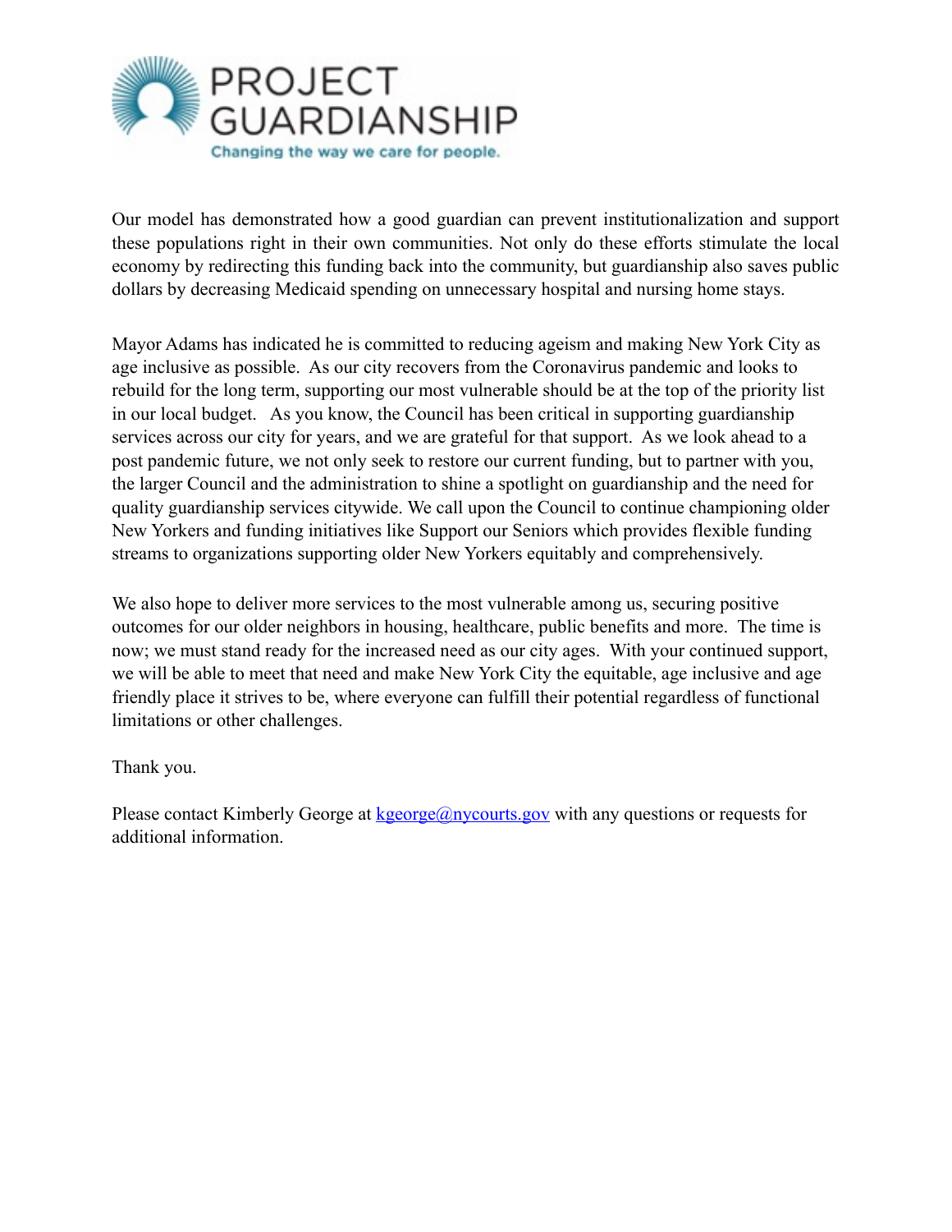PROJECT GUARDIANSHIP

Changing the way we care for people.

Our model has demonstrated how a good guardian can prevent institutionalization and support these populations right in their own communities. Not only do these efforts stimulate the local economy by redirecting this funding back into the community, but guardianship also saves public dollars by decreasing Medicaid spending on unnecessary hospital and nursing home stays.

Mayor Adams has indicated he is committed to reducing ageism and making New York City as age inclusive as possible. As our city recovers from the Coronavirus pandemic and looks to rebuild for the long term, supporting our most vulnerable should be at the top of the priority list in our local budget. As you know, the Council has been critical in supporting guardianship services across our city for years, and we are grateful for that support. As we look ahead to a post pandemic future, we not only seek to restore our current funding, but to partner with you, the larger Council and the administration to shine a spotlight on guardianship and the need for quality guardianship services citywide. We call upon the Council to continue championing older New Yorkers and funding initiatives like Support our Seniors which provides flexible funding streams to organizations supporting older New Yorkers equitably and comprehensively.

We also hope to deliver more services to the most vulnerable among us, securing positive outcomes for our older neighbors in housing, healthcare, public benefits and more. The time is now; we must stand ready for the increased need as our city ages. With your continued support, we will be able to meet that need and make New York City the equitable, age inclusive and age friendly place it strives to be, where everyone can fulfill their potential regardless of functional limitations or other challenges.

Thank you.

Please contact Kimberly George at kgeorge@nycourts.gov with any questions or requests for additional information.